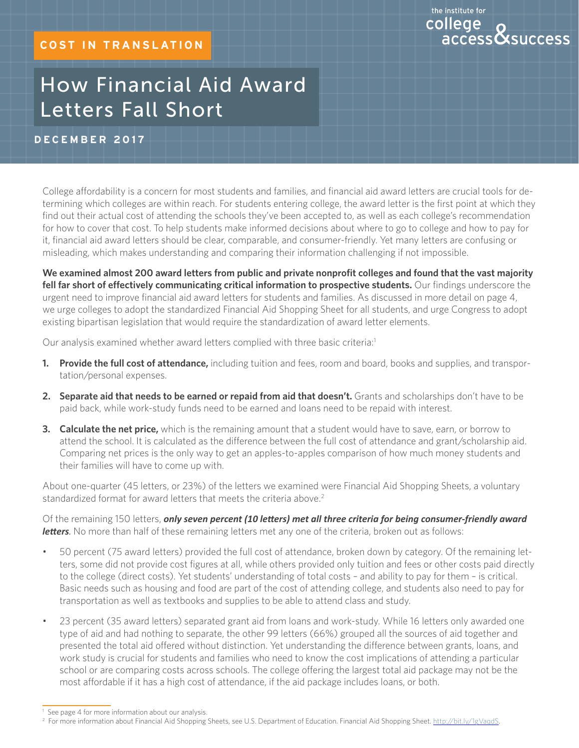COST IN TRANSLATION

the institute for college access & success

# How Financial Aid Award Letters Fall Short

**DECEMBER 2017**

College affordability is a concern for most students and families, and financial aid award letters are crucial tools for determining which colleges are within reach. For students entering college, the award letter is the first point at which they find out their actual cost of attending the schools they've been accepted to, as well as each college's recommendation for how to cover that cost. To help students make informed decisions about where to go to college and how to pay for it, financial aid award letters should be clear, comparable, and consumer-friendly. Yet many letters are confusing or misleading, which makes understanding and comparing their information challenging if not impossible.

**We examined almost 200 award letters from public and private nonprofit colleges and found that the vast majority fell far short of effectively communicating critical information to prospective students.** Our findings underscore the urgent need to improve financial aid award letters for students and families. As discussed in more detail on page 4, we urge colleges to adopt the standardized Financial Aid Shopping Sheet for all students, and urge Congress to adopt existing bipartisan legislation that would require the standardization of award letter elements.

Our analysis examined whether award letters complied with three basic criteria:[1]

1. **Provide the full cost of attendance,** including tuition and fees, room and board, books and supplies, and transportation/personal expenses.
2. **Separate aid that needs to be earned or repaid from aid that doesn't.** Grants and scholarships don't have to be paid back, while work-study funds need to be earned and loans need to be repaid with interest.
3. **Calculate the net price,** which is the remaining amount that a student would have to save, earn, or borrow to attend the school. It is calculated as the difference between the full cost of attendance and grant/scholarship aid. Comparing net prices is the only way to get an apples-to-apples comparison of how much money students and their families will have to come up with.

About one-quarter (45 letters, or 23%) of the letters we examined were Financial Aid Shopping Sheets, a voluntary standardized format for award letters that meets the criteria above.[2]

Of the remaining 150 letters, ***only seven percent (10 letters) met all three criteria for being consumer-friendly award letters***. No more than half of these remaining letters met any one of the criteria, broken out as follows:

- 50 percent (75 award letters) provided the full cost of attendance, broken down by category. Of the remaining letters, some did not provide cost figures at all, while others provided only tuition and fees or other costs paid directly to the college (direct costs). Yet students' understanding of total costs – and ability to pay for them – is critical. Basic needs such as housing and food are part of the cost of attending college, and students also need to pay for transportation as well as textbooks and supplies to be able to attend class and study.
- 23 percent (35 award letters) separated grant aid from loans and work-study. While 16 letters only awarded one type of aid and had nothing to separate, the other 99 letters (66%) grouped all the sources of aid together and presented the total aid offered without distinction. Yet understanding the difference between grants, loans, and work study is crucial for students and families who need to know the cost implications of attending a particular school or are comparing costs across schools. The college offering the largest total aid package may not be the most affordable if it has a high cost of attendance, if the aid package includes loans, or both.

---

[1] See page 4 for more information about our analysis.

[2] For more information about Financial Aid Shopping Sheets, see U.S. Department of Education. Financial Aid Shopping Sheet. http://bit.ly/1gVaqdS.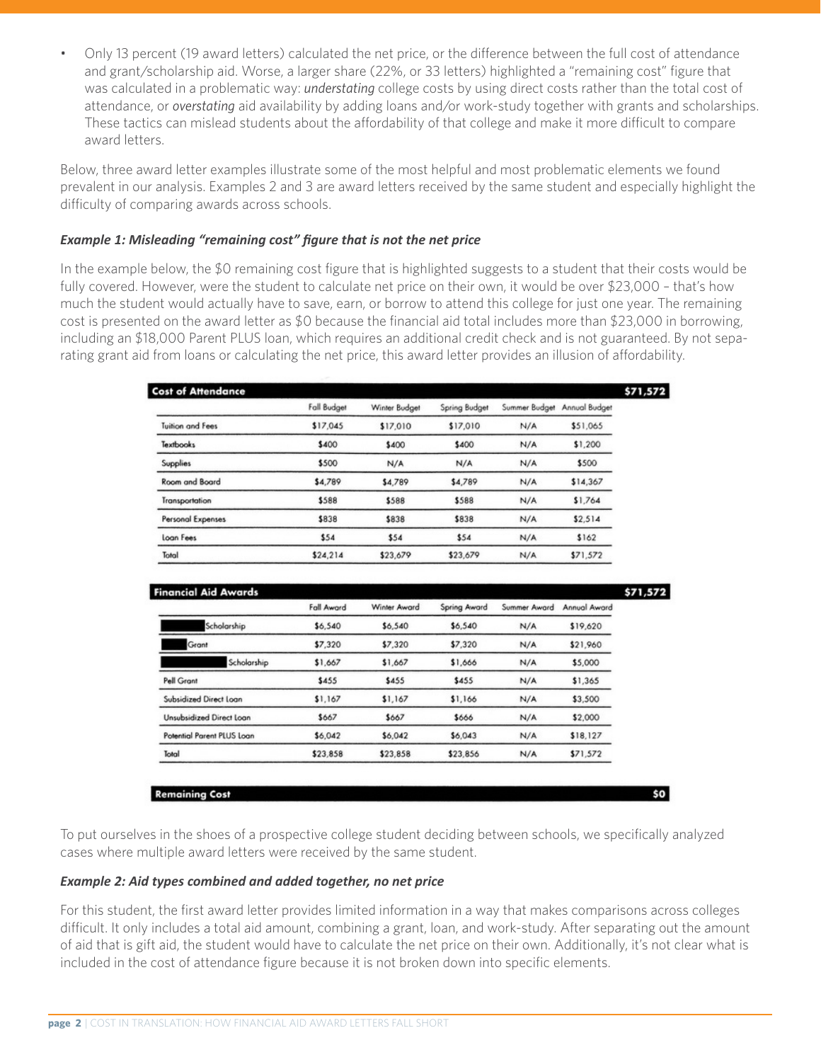- Only 13 percent (19 award letters) calculated the net price, or the difference between the full cost of attendance and grant/scholarship aid. Worse, a larger share (22%, or 33 letters) highlighted a "remaining cost" figure that was calculated in a problematic way: *understating* college costs by using direct costs rather than the total cost of attendance, or *overstating* aid availability by adding loans and/or work-study together with grants and scholarships. These tactics can mislead students about the affordability of that college and make it more difficult to compare award letters.

Below, three award letter examples illustrate some of the most helpful and most problematic elements we found prevalent in our analysis. Examples 2 and 3 are award letters received by the same student and especially highlight the difficulty of comparing awards across schools.

***Example 1: Misleading "remaining cost" figure that is not the net price***

In the example below, the $0 remaining cost figure that is highlighted suggests to a student that their costs would be fully covered. However, were the student to calculate net price on their own, it would be over $23,000 – that's how much the student would actually have to save, earn, or borrow to attend this college for just one year. The remaining cost is presented on the award letter as $0 because the financial aid total includes more than $23,000 in borrowing, including an $18,000 Parent PLUS loan, which requires an additional credit check and is not guaranteed. By not separating grant aid from loans or calculating the net price, this award letter provides an illusion of affordability.

| **Cost of Attendance** | | | | | **$71,572** |
|---|---|---|---|---|---|
| | Fall Budget | Winter Budget | Spring Budget | Summer Budget | Annual Budget |
| Tuition and Fees | $17,045 | $17,010 | $17,010 | N/A | $51,065 |
| Textbooks | $400 | $400 | $400 | N/A | $1,200 |
| Supplies | $500 | N/A | N/A | N/A | $500 |
| Room and Board | $4,789 | $4,789 | $4,789 | N/A | $14,367 |
| Transportation | $588 | $588 | $588 | N/A | $1,764 |
| Personal Expenses | $838 | $838 | $838 | N/A | $2,514 |
| Loan Fees | $54 | $54 | $54 | N/A | $162 |
| Total | $24,214 | $23,679 | $23,679 | N/A | $71,572 |

| **Financial Aid Awards** | | | | | **$71,572** |
|---|---|---|---|---|---|
| | Fall Award | Winter Award | Spring Award | Summer Award | Annual Award |
| [redacted] Scholarship | $6,540 | $6,540 | $6,540 | N/A | $19,620 |
| [redacted] Grant | $7,320 | $7,320 | $7,320 | N/A | $21,960 |
| [redacted] Scholarship | $1,667 | $1,667 | $1,666 | N/A | $5,000 |
| Pell Grant | $455 | $455 | $455 | N/A | $1,365 |
| Subsidized Direct Loan | $1,167 | $1,167 | $1,166 | N/A | $3,500 |
| Unsubsidized Direct Loan | $667 | $667 | $666 | N/A | $2,000 |
| Potential Parent PLUS Loan | $6,042 | $6,042 | $6,043 | N/A | $18,127 |
| Total | $23,858 | $23,858 | $23,856 | N/A | $71,572 |

| **Remaining Cost** | **$0** |
|---|---|

To put ourselves in the shoes of a prospective college student deciding between schools, we specifically analyzed cases where multiple award letters were received by the same student.

***Example 2: Aid types combined and added together, no net price***

For this student, the first award letter provides limited information in a way that makes comparisons across colleges difficult. It only includes a total aid amount, combining a grant, loan, and work-study. After separating out the amount of aid that is gift aid, the student would have to calculate the net price on their own. Additionally, it's not clear what is included in the cost of attendance figure because it is not broken down into specific elements.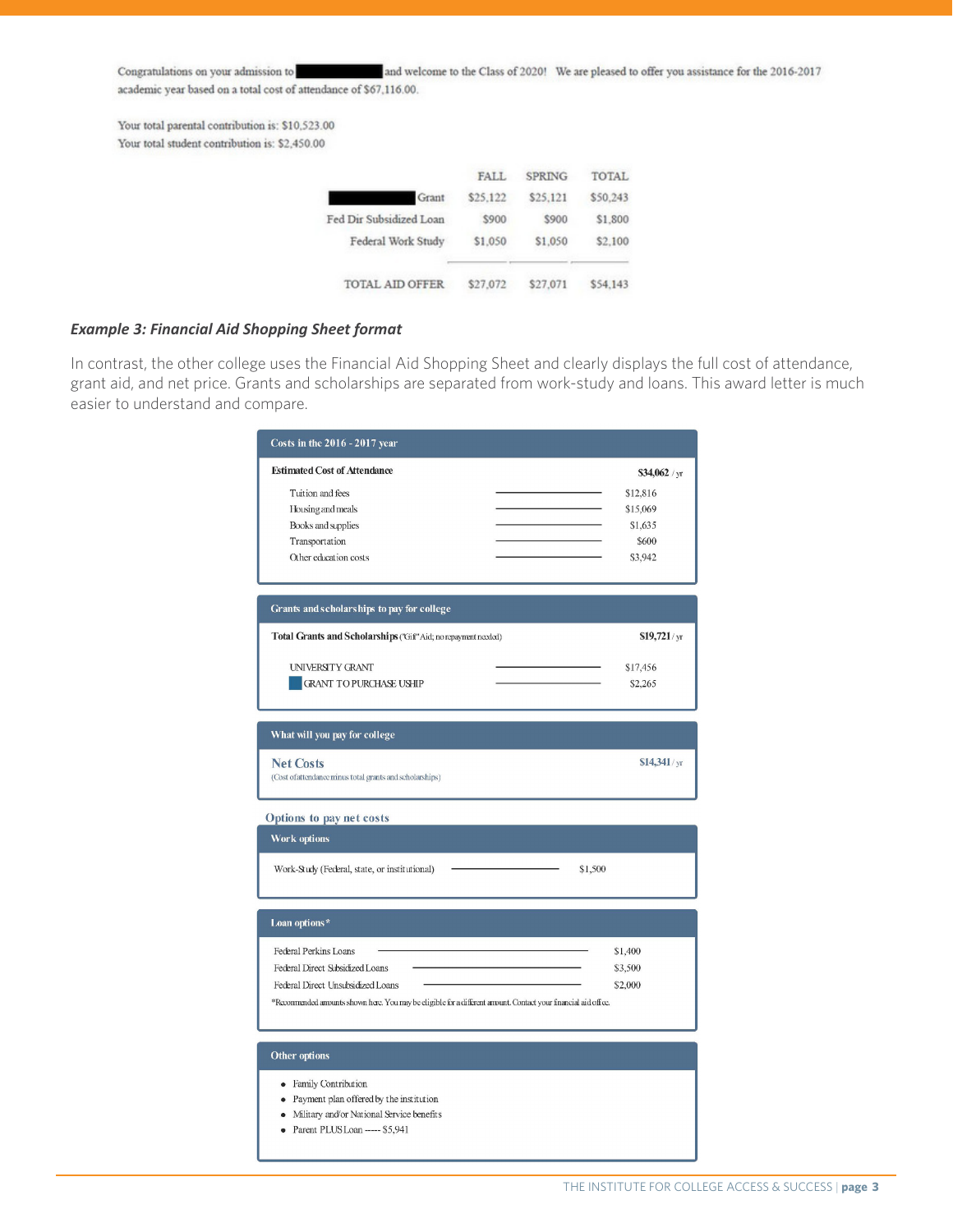Congratulations on your admission to ██████ and welcome to the Class of 2020! We are pleased to offer you assistance for the 2016-2017 academic year based on a total cost of attendance of $67,116.00.

Your total parental contribution is: $10,523.00
Your total student contribution is: $2,450.00

| | FALL | SPRING | TOTAL |
|---|---|---|---|
| ██████ Grant | $25,122 | $25,121 | $50,243 |
| Fed Dir Subsidized Loan | $900 | $900 | $1,800 |
| Federal Work Study | $1,050 | $1,050 | $2,100 |
| TOTAL AID OFFER | $27,072 | $27,071 | $54,143 |

***Example 3: Financial Aid Shopping Sheet format***

In contrast, the other college uses the Financial Aid Shopping Sheet and clearly displays the full cost of attendance, grant aid, and net price. Grants and scholarships are separated from work-study and loans. This award letter is much easier to understand and compare.

**Costs in the 2016 - 2017 year**

| Estimated Cost of Attendance | $34,062 / yr |
|---|---|
| Tuition and fees | $12,816 |
| Housing and meals | $15,069 |
| Books and supplies | $1,635 |
| Transportation | $600 |
| Other education costs | $3,942 |

**Grants and scholarships to pay for college**

| Total Grants and Scholarships ("Gift" Aid; no repayment needed) | $19,721 / yr |
|---|---|
| UNIVERSITY GRANT | $17,456 |
| GRANT TO PURCHASE USHIP | $2,265 |

**What will you pay for college**

| Net Costs (Cost of attendance minus total grants and scholarships) | $14,341 / yr |
|---|---|

**Options to pay net costs**

**Work options**

| Work-Study (Federal, state, or institutional) | $1,500 |
|---|---|

**Loan options***

| Federal Perkins Loans | $1,400 |
|---|---|
| Federal Direct Subsidized Loans | $3,500 |
| Federal Direct Unsubsidized Loans | $2,000 |

*Recommended amounts shown here. You may be eligible for a different amount. Contact your financial aid office.

**Other options**

- Family Contribution
- Payment plan offered by the institution
- Military and/or National Service benefits
- Parent PLUS Loan ----- $5,941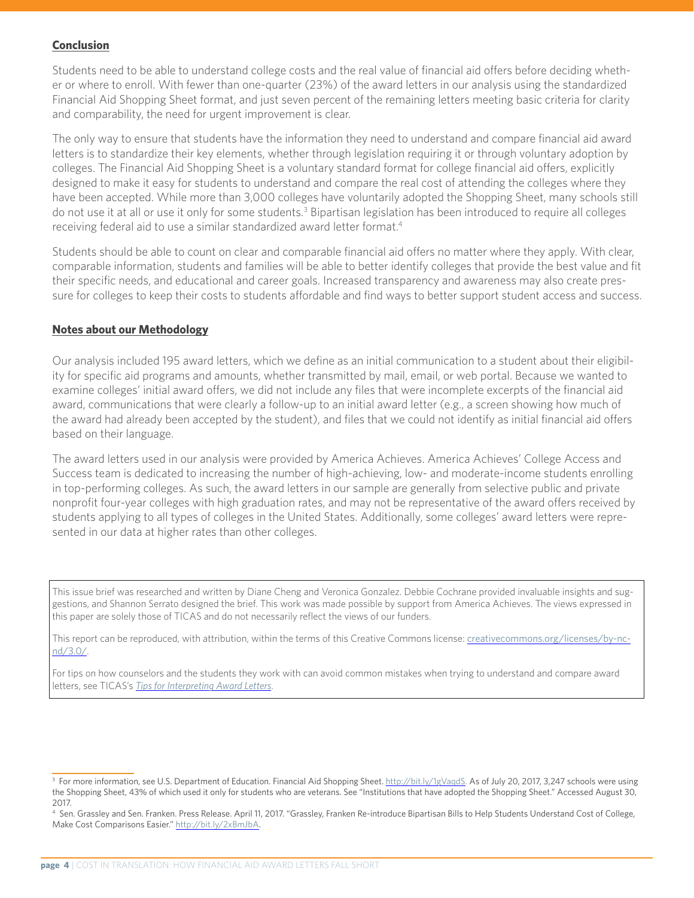## Conclusion

Students need to be able to understand college costs and the real value of financial aid offers before deciding whether or where to enroll. With fewer than one-quarter (23%) of the award letters in our analysis using the standardized Financial Aid Shopping Sheet format, and just seven percent of the remaining letters meeting basic criteria for clarity and comparability, the need for urgent improvement is clear.

The only way to ensure that students have the information they need to understand and compare financial aid award letters is to standardize their key elements, whether through legislation requiring it or through voluntary adoption by colleges. The Financial Aid Shopping Sheet is a voluntary standard format for college financial aid offers, explicitly designed to make it easy for students to understand and compare the real cost of attending the colleges where they have been accepted. While more than 3,000 colleges have voluntarily adopted the Shopping Sheet, many schools still do not use it at all or use it only for some students.[3] Bipartisan legislation has been introduced to require all colleges receiving federal aid to use a similar standardized award letter format.[4]

Students should be able to count on clear and comparable financial aid offers no matter where they apply. With clear, comparable information, students and families will be able to better identify colleges that provide the best value and fit their specific needs, and educational and career goals. Increased transparency and awareness may also create pressure for colleges to keep their costs to students affordable and find ways to better support student access and success.

## Notes about our Methodology

Our analysis included 195 award letters, which we define as an initial communication to a student about their eligibility for specific aid programs and amounts, whether transmitted by mail, email, or web portal. Because we wanted to examine colleges' initial award offers, we did not include any files that were incomplete excerpts of the financial aid award, communications that were clearly a follow-up to an initial award letter (e.g., a screen showing how much of the award had already been accepted by the student), and files that we could not identify as initial financial aid offers based on their language.

The award letters used in our analysis were provided by America Achieves. America Achieves' College Access and Success team is dedicated to increasing the number of high-achieving, low- and moderate-income students enrolling in top-performing colleges. As such, the award letters in our sample are generally from selective public and private nonprofit four-year colleges with high graduation rates, and may not be representative of the award offers received by students applying to all types of colleges in the United States. Additionally, some colleges' award letters were represented in our data at higher rates than other colleges.

This issue brief was researched and written by Diane Cheng and Veronica Gonzalez. Debbie Cochrane provided invaluable insights and suggestions, and Shannon Serrato designed the brief. This work was made possible by support from America Achieves. The views expressed in this paper are solely those of TICAS and do not necessarily reflect the views of our funders.

This report can be reproduced, with attribution, within the terms of this Creative Commons license: creativecommons.org/licenses/by-nc-nd/3.0/.

For tips on how counselors and the students they work with can avoid common mistakes when trying to understand and compare award letters, see TICAS's *Tips for Interpreting Award Letters*.

---

[3] For more information, see U.S. Department of Education. Financial Aid Shopping Sheet. http://bit.ly/1gVaqdS. As of July 20, 2017, 3,247 schools were using the Shopping Sheet, 43% of which used it only for students who are veterans. See "Institutions that have adopted the Shopping Sheet." Accessed August 30, 2017.

[4] Sen. Grassley and Sen. Franken. Press Release. April 11, 2017. "Grassley, Franken Re-introduce Bipartisan Bills to Help Students Understand Cost of College, Make Cost Comparisons Easier." http://bit.ly/2xBmJbA.